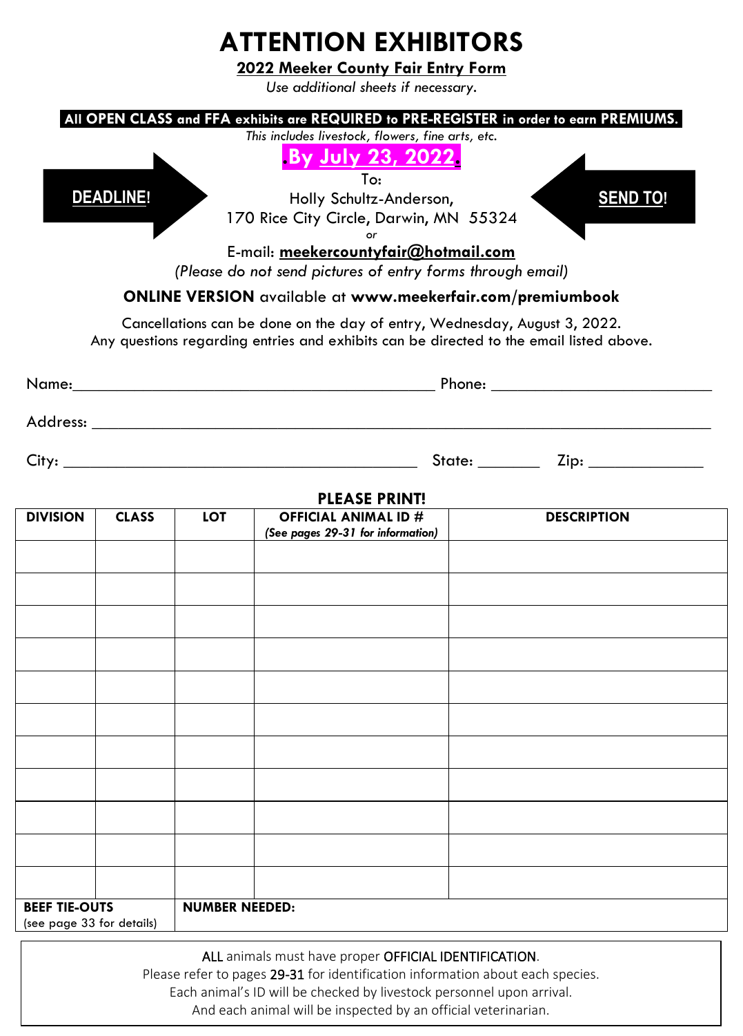# ATTENTION EXHIBITORS

**2022 Meeker County Fair Entry Form**

*Use additional sheets if necessary.*

**All OPEN CLASS and FFA exhibits are REQUIRED to PRE-REGISTER in order to earn PREMIUMS.**

*This includes livestock, flowers, fine arts, etc.*

**DEADLINE!**

**By July 23, 2022.**

**SEND TO!**

To:
Holly Schultz-Anderson,
170 Rice City Circle, Darwin, MN 55324

*or*

E-mail: **meekercountyfair@hotmail.com**

*(Please do not send pictures of entry forms through email)*

**ONLINE VERSION** available at **www.meekerfair.com/premiumbook**

Cancellations can be done on the day of entry, Wednesday, August 3, 2022.
Any questions regarding entries and exhibits can be directed to the email listed above.

Name:\_\_\_\_\_\_\_\_\_\_\_\_\_\_\_\_\_\_\_\_\_\_\_\_\_\_\_\_\_\_\_\_\_\_\_\_\_\_\_\_ Phone: \_\_\_\_\_\_\_\_\_\_\_\_\_\_\_\_\_\_\_\_\_\_\_\_\_

Address: \_\_\_\_\_\_\_\_\_\_\_\_\_\_\_\_\_\_\_\_\_\_\_\_\_\_\_\_\_\_\_\_\_\_\_\_\_\_\_\_\_\_\_\_\_\_\_\_\_\_\_\_\_\_\_\_\_\_\_\_\_\_\_\_\_\_\_\_

City: \_\_\_\_\_\_\_\_\_\_\_\_\_\_\_\_\_\_\_\_\_\_\_\_\_\_\_\_\_\_\_\_\_\_\_\_\_\_\_\_ State: \_\_\_\_\_\_\_ Zip: \_\_\_\_\_\_\_\_\_\_\_\_\_

**PLEASE PRINT!**

| DIVISION | CLASS | LOT | OFFICIAL ANIMAL ID # *(See pages 29-31 for information)* | DESCRIPTION |
|---|---|---|---|---|
| | | | | |
| | | | | |
| | | | | |
| | | | | |
| | | | | |
| | | | | |
| | | | | |
| | | | | |
| | | | | |
| | | | | |
| | | | | |
| **BEEF TIE-OUTS** (see page 33 for details) | | **NUMBER NEEDED:** | | |

ALL animals must have proper OFFICIAL IDENTIFICATION.
Please refer to pages 29-31 for identification information about each species.
Each animal's ID will be checked by livestock personnel upon arrival.
And each animal will be inspected by an official veterinarian.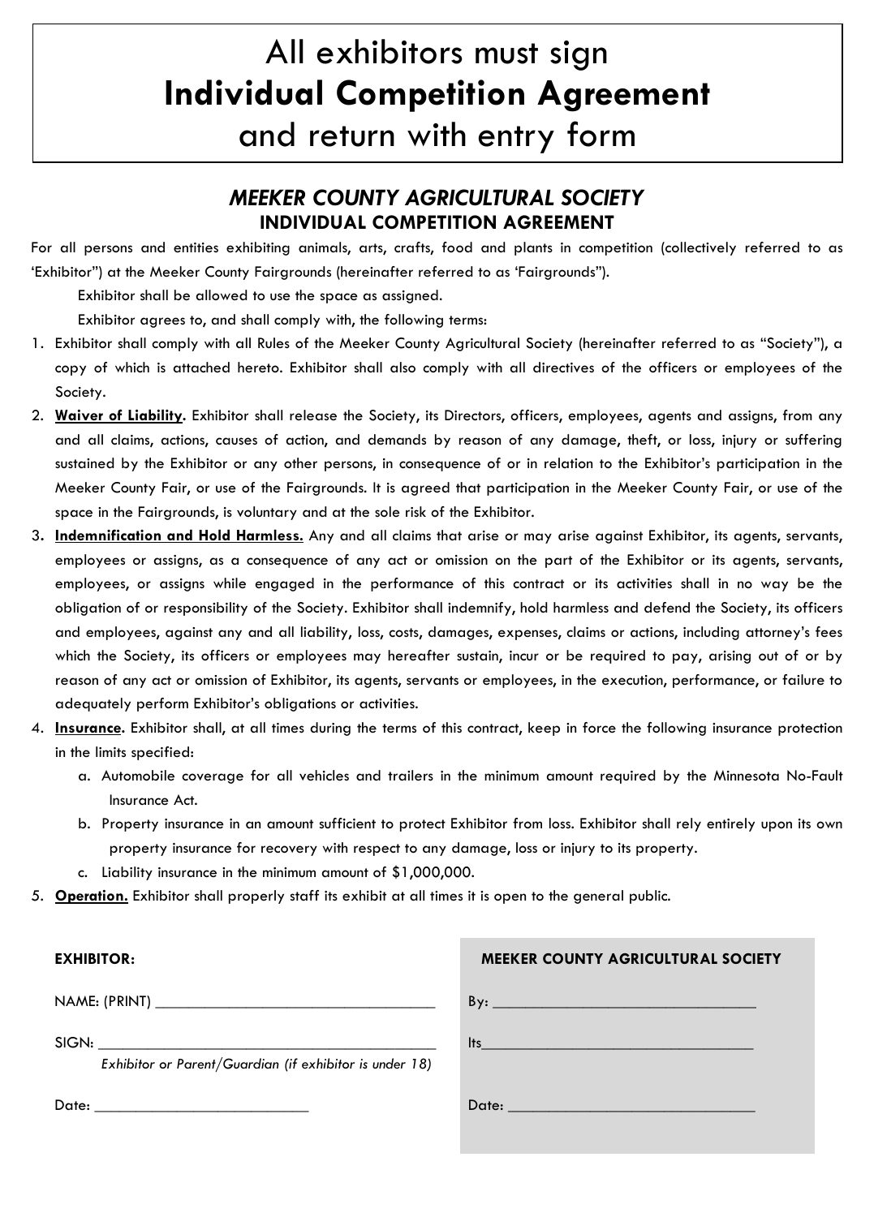# All exhibitors must sign **Individual Competition Agreement** and return with entry form

## *MEEKER COUNTY AGRICULTURAL SOCIETY*
## INDIVIDUAL COMPETITION AGREEMENT

For all persons and entities exhibiting animals, arts, crafts, food and plants in competition (collectively referred to as 'Exhibitor") at the Meeker County Fairgrounds (hereinafter referred to as 'Fairgrounds").

Exhibitor shall be allowed to use the space as assigned.

Exhibitor agrees to, and shall comply with, the following terms:

1. Exhibitor shall comply with all Rules of the Meeker County Agricultural Society (hereinafter referred to as "Society"), a copy of which is attached hereto. Exhibitor shall also comply with all directives of the officers or employees of the Society.
2. **Waiver of Liability**. Exhibitor shall release the Society, its Directors, officers, employees, agents and assigns, from any and all claims, actions, causes of action, and demands by reason of any damage, theft, or loss, injury or suffering sustained by the Exhibitor or any other persons, in consequence of or in relation to the Exhibitor's participation in the Meeker County Fair, or use of the Fairgrounds. It is agreed that participation in the Meeker County Fair, or use of the space in the Fairgrounds, is voluntary and at the sole risk of the Exhibitor.
3. **Indemnification and Hold Harmless.** Any and all claims that arise or may arise against Exhibitor, its agents, servants, employees or assigns, as a consequence of any act or omission on the part of the Exhibitor or its agents, servants, employees, or assigns while engaged in the performance of this contract or its activities shall in no way be the obligation of or responsibility of the Society. Exhibitor shall indemnify, hold harmless and defend the Society, its officers and employees, against any and all liability, loss, costs, damages, expenses, claims or actions, including attorney's fees which the Society, its officers or employees may hereafter sustain, incur or be required to pay, arising out of or by reason of any act or omission of Exhibitor, its agents, servants or employees, in the execution, performance, or failure to adequately perform Exhibitor's obligations or activities.
4. **Insurance**. Exhibitor shall, at all times during the terms of this contract, keep in force the following insurance protection in the limits specified:
   a. Automobile coverage for all vehicles and trailers in the minimum amount required by the Minnesota No-Fault Insurance Act.
   b. Property insurance in an amount sufficient to protect Exhibitor from loss. Exhibitor shall rely entirely upon its own property insurance for recovery with respect to any damage, loss or injury to its property.
   c. Liability insurance in the minimum amount of $1,000,000.
5. **Operation.** Exhibitor shall properly staff its exhibit at all times it is open to the general public.

**EXHIBITOR:**

NAME: (PRINT) ___________________________________

SIGN: ___________________________________________
*Exhibitor or Parent/Guardian (if exhibitor is under 18)*

Date: ___________________________

**MEEKER COUNTY AGRICULTURAL SOCIETY**

By: _________________________________

Its__________________________________

Date: _______________________________